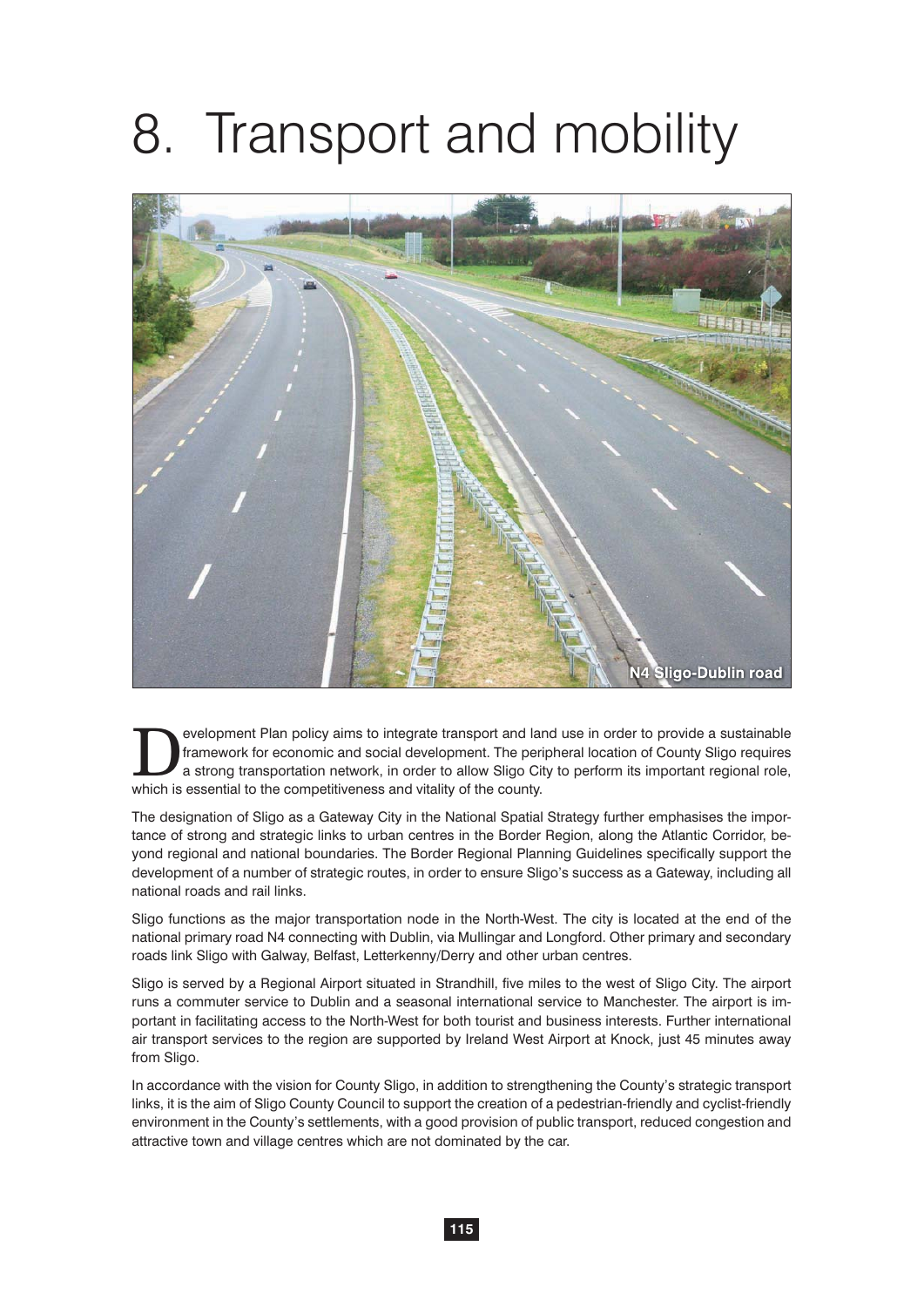# 8. Transport and mobility

N4 Sligo-Dublin road

Development Plan policy aims to integrate transport and land use in order to provide a sustainable framework for economic and social development. The peripheral location of County Sligo requires a strong transportation network, in order to allow Sligo City to perform its important regional role, which is essential to the competitiveness and vitality of the county.

The designation of Sligo as a Gateway City in the National Spatial Strategy further emphasises the importance of strong and strategic links to urban centres in the Border Region, along the Atlantic Corridor, beyond regional and national boundaries. The Border Regional Planning Guidelines specifically support the development of a number of strategic routes, in order to ensure Sligo's success as a Gateway, including all national roads and rail links.

Sligo functions as the major transportation node in the North-West. The city is located at the end of the national primary road N4 connecting with Dublin, via Mullingar and Longford. Other primary and secondary roads link Sligo with Galway, Belfast, Letterkenny/Derry and other urban centres.

Sligo is served by a Regional Airport situated in Strandhill, five miles to the west of Sligo City. The airport runs a commuter service to Dublin and a seasonal international service to Manchester. The airport is important in facilitating access to the North-West for both tourist and business interests. Further international air transport services to the region are supported by Ireland West Airport at Knock, just 45 minutes away from Sligo.

In accordance with the vision for County Sligo, in addition to strengthening the County's strategic transport links, it is the aim of Sligo County Council to support the creation of a pedestrian-friendly and cyclist-friendly environment in the County's settlements, with a good provision of public transport, reduced congestion and attractive town and village centres which are not dominated by the car.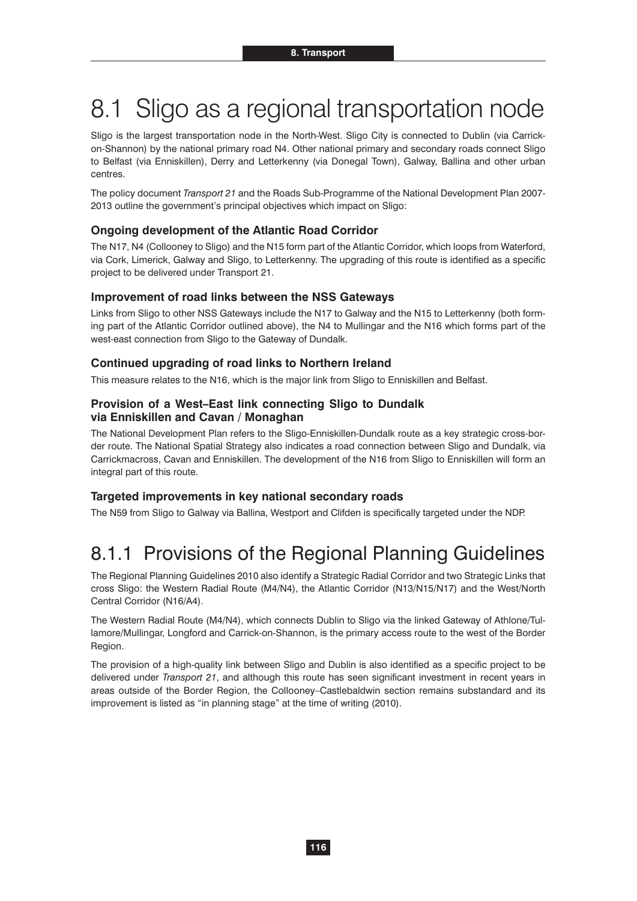# 8.1 Sligo as a regional transportation node

Sligo is the largest transportation node in the North-West. Sligo City is connected to Dublin (via Carrick-on-Shannon) by the national primary road N4. Other national primary and secondary roads connect Sligo to Belfast (via Enniskillen), Derry and Letterkenny (via Donegal Town), Galway, Ballina and other urban centres.

The policy document *Transport 21* and the Roads Sub-Programme of the National Development Plan 2007-2013 outline the government's principal objectives which impact on Sligo:

### Ongoing development of the Atlantic Road Corridor

The N17, N4 (Collooney to Sligo) and the N15 form part of the Atlantic Corridor, which loops from Waterford, via Cork, Limerick, Galway and Sligo, to Letterkenny. The upgrading of this route is identified as a specific project to be delivered under Transport 21.

### Improvement of road links between the NSS Gateways

Links from Sligo to other NSS Gateways include the N17 to Galway and the N15 to Letterkenny (both forming part of the Atlantic Corridor outlined above), the N4 to Mullingar and the N16 which forms part of the west-east connection from Sligo to the Gateway of Dundalk.

### Continued upgrading of road links to Northern Ireland

This measure relates to the N16, which is the major link from Sligo to Enniskillen and Belfast.

### Provision of a West–East link connecting Sligo to Dundalk via Enniskillen and Cavan / Monaghan

The National Development Plan refers to the Sligo-Enniskillen-Dundalk route as a key strategic cross-border route. The National Spatial Strategy also indicates a road connection between Sligo and Dundalk, via Carrickmacross, Cavan and Enniskillen. The development of the N16 from Sligo to Enniskillen will form an integral part of this route.

### Targeted improvements in key national secondary roads

The N59 from Sligo to Galway via Ballina, Westport and Clifden is specifically targeted under the NDP.

## 8.1.1 Provisions of the Regional Planning Guidelines

The Regional Planning Guidelines 2010 also identify a Strategic Radial Corridor and two Strategic Links that cross Sligo: the Western Radial Route (M4/N4), the Atlantic Corridor (N13/N15/N17) and the West/North Central Corridor (N16/A4).

The Western Radial Route (M4/N4), which connects Dublin to Sligo via the linked Gateway of Athlone/Tullamore/Mullingar, Longford and Carrick-on-Shannon, is the primary access route to the west of the Border Region.

The provision of a high-quality link between Sligo and Dublin is also identified as a specific project to be delivered under *Transport 21*, and although this route has seen significant investment in recent years in areas outside of the Border Region, the Collooney–Castlebaldwin section remains substandard and its improvement is listed as "in planning stage" at the time of writing (2010).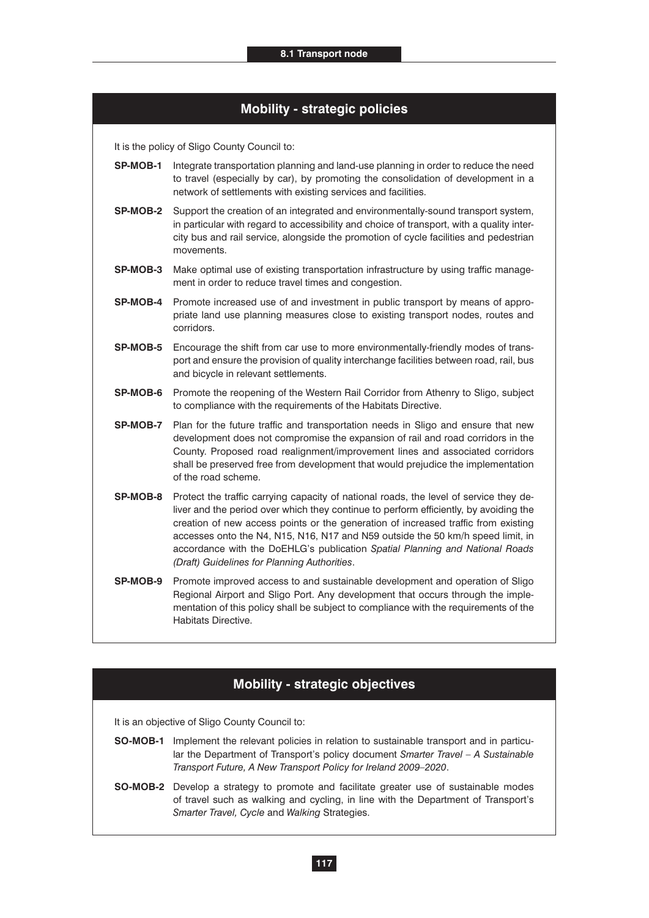## Mobility - strategic policies

It is the policy of Sligo County Council to:

**SP-MOB-1** Integrate transportation planning and land-use planning in order to reduce the need to travel (especially by car), by promoting the consolidation of development in a network of settlements with existing services and facilities.

**SP-MOB-2** Support the creation of an integrated and environmentally-sound transport system, in particular with regard to accessibility and choice of transport, with a quality inter-city bus and rail service, alongside the promotion of cycle facilities and pedestrian movements.

**SP-MOB-3** Make optimal use of existing transportation infrastructure by using traffic management in order to reduce travel times and congestion.

**SP-MOB-4** Promote increased use of and investment in public transport by means of appropriate land use planning measures close to existing transport nodes, routes and corridors.

**SP-MOB-5** Encourage the shift from car use to more environmentally-friendly modes of transport and ensure the provision of quality interchange facilities between road, rail, bus and bicycle in relevant settlements.

**SP-MOB-6** Promote the reopening of the Western Rail Corridor from Athenry to Sligo, subject to compliance with the requirements of the Habitats Directive.

**SP-MOB-7** Plan for the future traffic and transportation needs in Sligo and ensure that new development does not compromise the expansion of rail and road corridors in the County. Proposed road realignment/improvement lines and associated corridors shall be preserved free from development that would prejudice the implementation of the road scheme.

**SP-MOB-8** Protect the traffic carrying capacity of national roads, the level of service they deliver and the period over which they continue to perform efficiently, by avoiding the creation of new access points or the generation of increased traffic from existing accesses onto the N4, N15, N16, N17 and N59 outside the 50 km/h speed limit, in accordance with the DoEHLG's publication *Spatial Planning and National Roads (Draft) Guidelines for Planning Authorities*.

**SP-MOB-9** Promote improved access to and sustainable development and operation of Sligo Regional Airport and Sligo Port. Any development that occurs through the implementation of this policy shall be subject to compliance with the requirements of the Habitats Directive.

## Mobility - strategic objectives

It is an objective of Sligo County Council to:

**SO-MOB-1** Implement the relevant policies in relation to sustainable transport and in particular the Department of Transport's policy document *Smarter Travel – A Sustainable Transport Future, A New Transport Policy for Ireland 2009–2020*.

**SO-MOB-2** Develop a strategy to promote and facilitate greater use of sustainable modes of travel such as walking and cycling, in line with the Department of Transport's *Smarter Travel, Cycle* and *Walking* Strategies.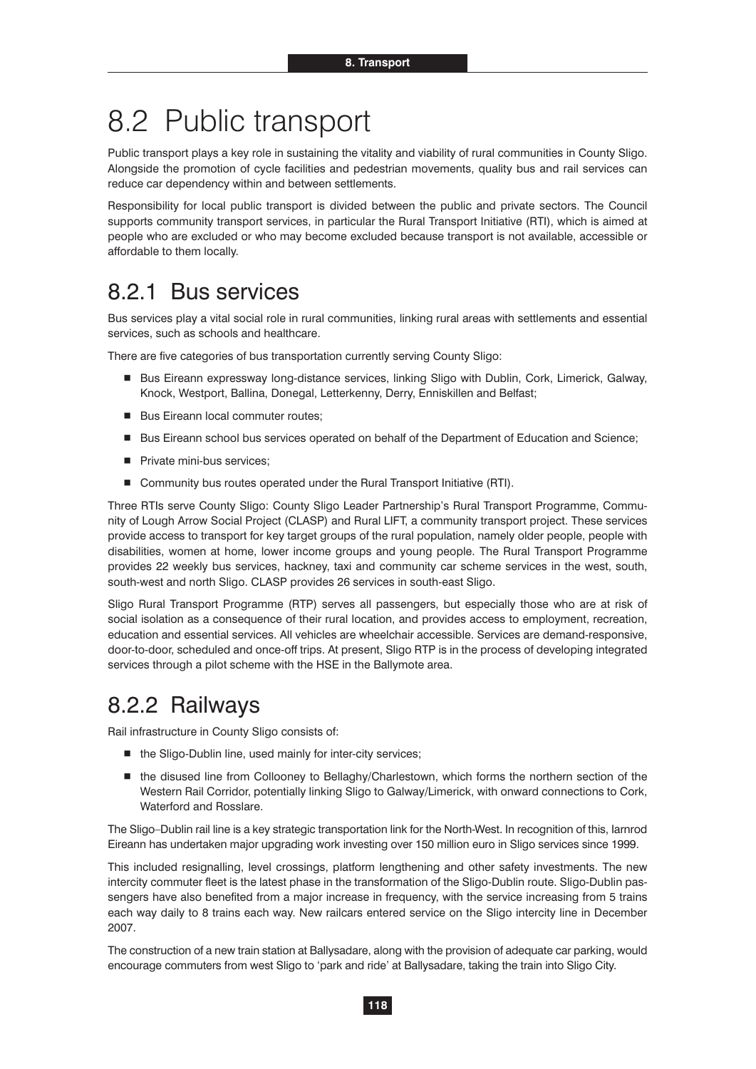# 8.2 Public transport

Public transport plays a key role in sustaining the vitality and viability of rural communities in County Sligo. Alongside the promotion of cycle facilities and pedestrian movements, quality bus and rail services can reduce car dependency within and between settlements.

Responsibility for local public transport is divided between the public and private sectors. The Council supports community transport services, in particular the Rural Transport Initiative (RTI), which is aimed at people who are excluded or who may become excluded because transport is not available, accessible or affordable to them locally.

## 8.2.1 Bus services

Bus services play a vital social role in rural communities, linking rural areas with settlements and essential services, such as schools and healthcare.

There are five categories of bus transportation currently serving County Sligo:

- Bus Eireann expressway long-distance services, linking Sligo with Dublin, Cork, Limerick, Galway, Knock, Westport, Ballina, Donegal, Letterkenny, Derry, Enniskillen and Belfast;
- Bus Eireann local commuter routes;
- Bus Eireann school bus services operated on behalf of the Department of Education and Science;
- Private mini-bus services;
- Community bus routes operated under the Rural Transport Initiative (RTI).

Three RTIs serve County Sligo: County Sligo Leader Partnership's Rural Transport Programme, Community of Lough Arrow Social Project (CLASP) and Rural LIFT, a community transport project. These services provide access to transport for key target groups of the rural population, namely older people, people with disabilities, women at home, lower income groups and young people. The Rural Transport Programme provides 22 weekly bus services, hackney, taxi and community car scheme services in the west, south, south-west and north Sligo. CLASP provides 26 services in south-east Sligo.

Sligo Rural Transport Programme (RTP) serves all passengers, but especially those who are at risk of social isolation as a consequence of their rural location, and provides access to employment, recreation, education and essential services. All vehicles are wheelchair accessible. Services are demand-responsive, door-to-door, scheduled and once-off trips. At present, Sligo RTP is in the process of developing integrated services through a pilot scheme with the HSE in the Ballymote area.

## 8.2.2 Railways

Rail infrastructure in County Sligo consists of:

- the Sligo-Dublin line, used mainly for inter-city services;
- the disused line from Collooney to Bellaghy/Charlestown, which forms the northern section of the Western Rail Corridor, potentially linking Sligo to Galway/Limerick, with onward connections to Cork, Waterford and Rosslare.

The Sligo–Dublin rail line is a key strategic transportation link for the North-West. In recognition of this, Iarnrod Eireann has undertaken major upgrading work investing over 150 million euro in Sligo services since 1999.

This included resignalling, level crossings, platform lengthening and other safety investments. The new intercity commuter fleet is the latest phase in the transformation of the Sligo-Dublin route. Sligo-Dublin passengers have also benefited from a major increase in frequency, with the service increasing from 5 trains each way daily to 8 trains each way. New railcars entered service on the Sligo intercity line in December 2007.

The construction of a new train station at Ballysadare, along with the provision of adequate car parking, would encourage commuters from west Sligo to 'park and ride' at Ballysadare, taking the train into Sligo City.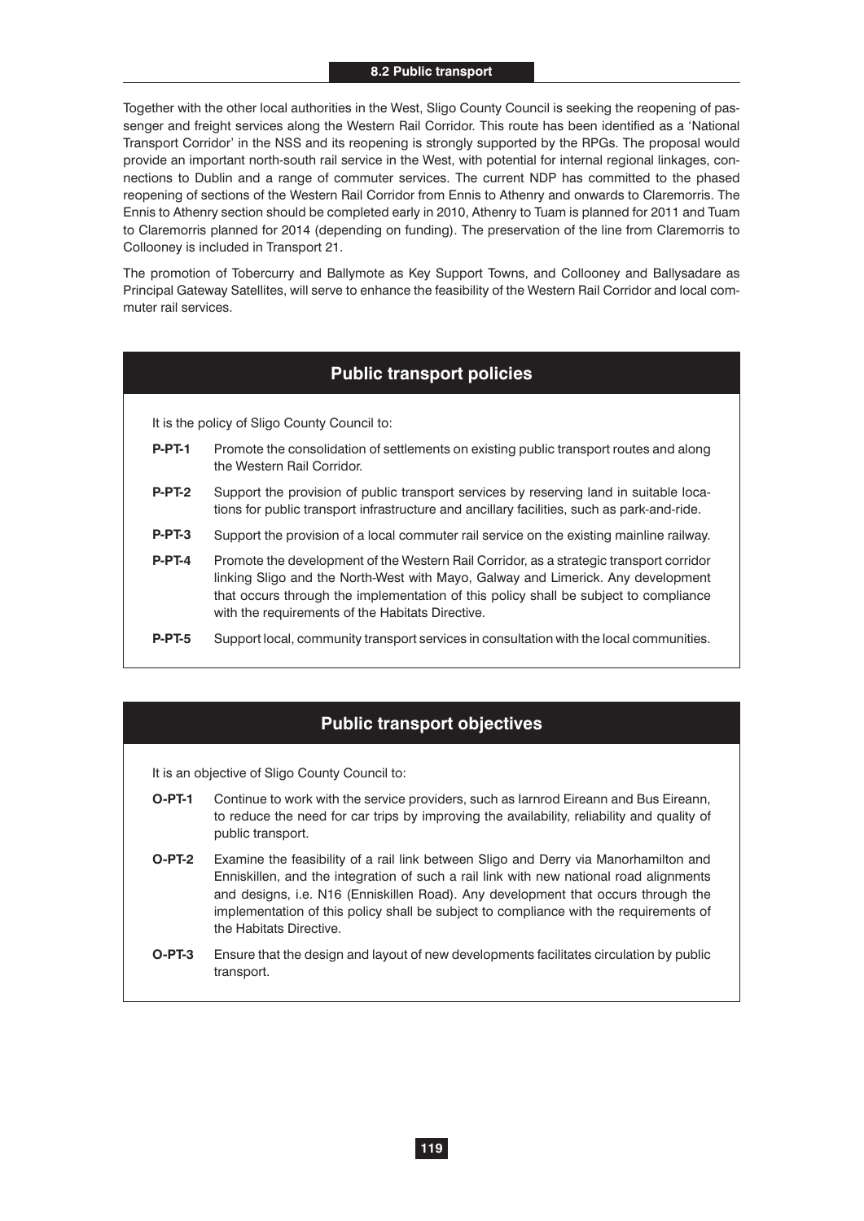## 8.2 Public transport

Together with the other local authorities in the West, Sligo County Council is seeking the reopening of passenger and freight services along the Western Rail Corridor. This route has been identified as a 'National Transport Corridor' in the NSS and its reopening is strongly supported by the RPGs. The proposal would provide an important north-south rail service in the West, with potential for internal regional linkages, connections to Dublin and a range of commuter services. The current NDP has committed to the phased reopening of sections of the Western Rail Corridor from Ennis to Athenry and onwards to Claremorris. The Ennis to Athenry section should be completed early in 2010, Athenry to Tuam is planned for 2011 and Tuam to Claremorris planned for 2014 (depending on funding). The preservation of the line from Claremorris to Collooney is included in Transport 21.

The promotion of Tobercurry and Ballymote as Key Support Towns, and Collooney and Ballysadare as Principal Gateway Satellites, will serve to enhance the feasibility of the Western Rail Corridor and local commuter rail services.

### Public transport policies

It is the policy of Sligo County Council to:

**P-PT-1** Promote the consolidation of settlements on existing public transport routes and along the Western Rail Corridor.

**P-PT-2** Support the provision of public transport services by reserving land in suitable locations for public transport infrastructure and ancillary facilities, such as park-and-ride.

**P-PT-3** Support the provision of a local commuter rail service on the existing mainline railway.

**P-PT-4** Promote the development of the Western Rail Corridor, as a strategic transport corridor linking Sligo and the North-West with Mayo, Galway and Limerick. Any development that occurs through the implementation of this policy shall be subject to compliance with the requirements of the Habitats Directive.

**P-PT-5** Support local, community transport services in consultation with the local communities.

### Public transport objectives

It is an objective of Sligo County Council to:

**O-PT-1** Continue to work with the service providers, such as Iarnrod Eireann and Bus Eireann, to reduce the need for car trips by improving the availability, reliability and quality of public transport.

**O-PT-2** Examine the feasibility of a rail link between Sligo and Derry via Manorhamilton and Enniskillen, and the integration of such a rail link with new national road alignments and designs, i.e. N16 (Enniskillen Road). Any development that occurs through the implementation of this policy shall be subject to compliance with the requirements of the Habitats Directive.

**O-PT-3** Ensure that the design and layout of new developments facilitates circulation by public transport.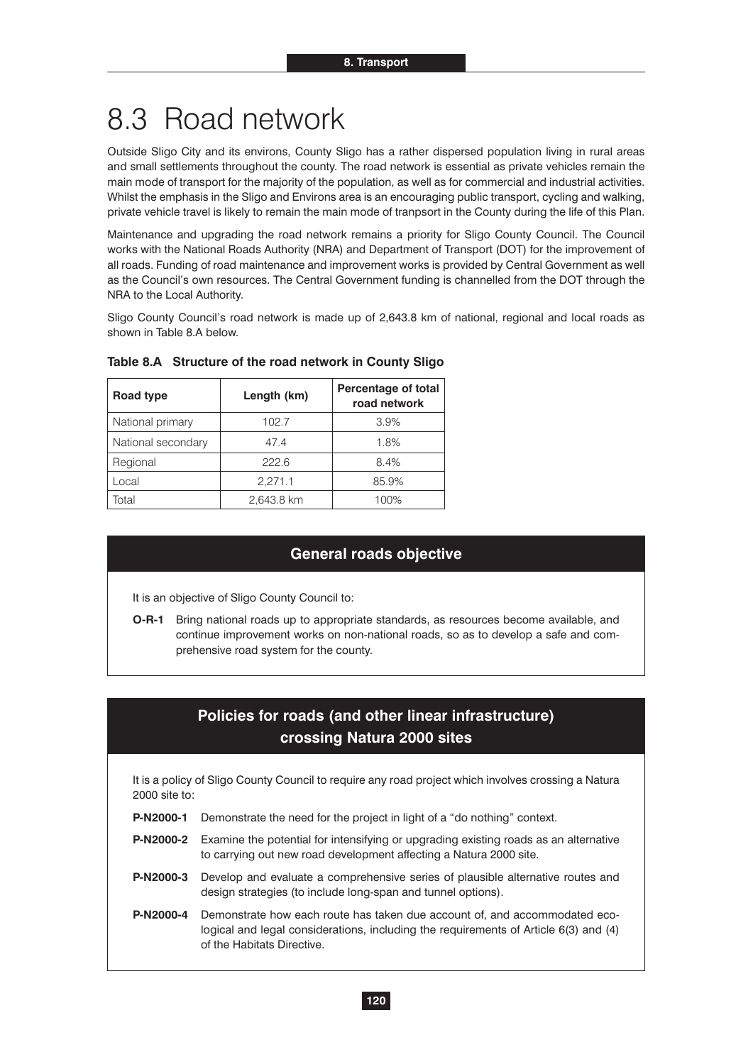# 8.3 Road network

Outside Sligo City and its environs, County Sligo has a rather dispersed population living in rural areas and small settlements throughout the county. The road network is essential as private vehicles remain the main mode of transport for the majority of the population, as well as for commercial and industrial activities. Whilst the emphasis in the Sligo and Environs area is an encouraging public transport, cycling and walking, private vehicle travel is likely to remain the main mode of tranpsort in the County during the life of this Plan.

Maintenance and upgrading the road network remains a priority for Sligo County Council. The Council works with the National Roads Authority (NRA) and Department of Transport (DOT) for the improvement of all roads. Funding of road maintenance and improvement works is provided by Central Government as well as the Council's own resources. The Central Government funding is channelled from the DOT through the NRA to the Local Authority.

Sligo County Council's road network is made up of 2,643.8 km of national, regional and local roads as shown in Table 8.A below.

**Table 8.A Structure of the road network in County Sligo**

| Road type | Length (km) | Percentage of total road network |
|---|---|---|
| National primary | 102.7 | 3.9% |
| National secondary | 47.4 | 1.8% |
| Regional | 222.6 | 8.4% |
| Local | 2,271.1 | 85.9% |
| Total | 2,643.8 km | 100% |

### General roads objective

It is an objective of Sligo County Council to:

**O-R-1** Bring national roads up to appropriate standards, as resources become available, and continue improvement works on non-national roads, so as to develop a safe and comprehensive road system for the county.

### Policies for roads (and other linear infrastructure) crossing Natura 2000 sites

It is a policy of Sligo County Council to require any road project which involves crossing a Natura 2000 site to:

**P-N2000-1** Demonstrate the need for the project in light of a "do nothing" context.

**P-N2000-2** Examine the potential for intensifying or upgrading existing roads as an alternative to carrying out new road development affecting a Natura 2000 site.

**P-N2000-3** Develop and evaluate a comprehensive series of plausible alternative routes and design strategies (to include long-span and tunnel options).

**P-N2000-4** Demonstrate how each route has taken due account of, and accommodated ecological and legal considerations, including the requirements of Article 6(3) and (4) of the Habitats Directive.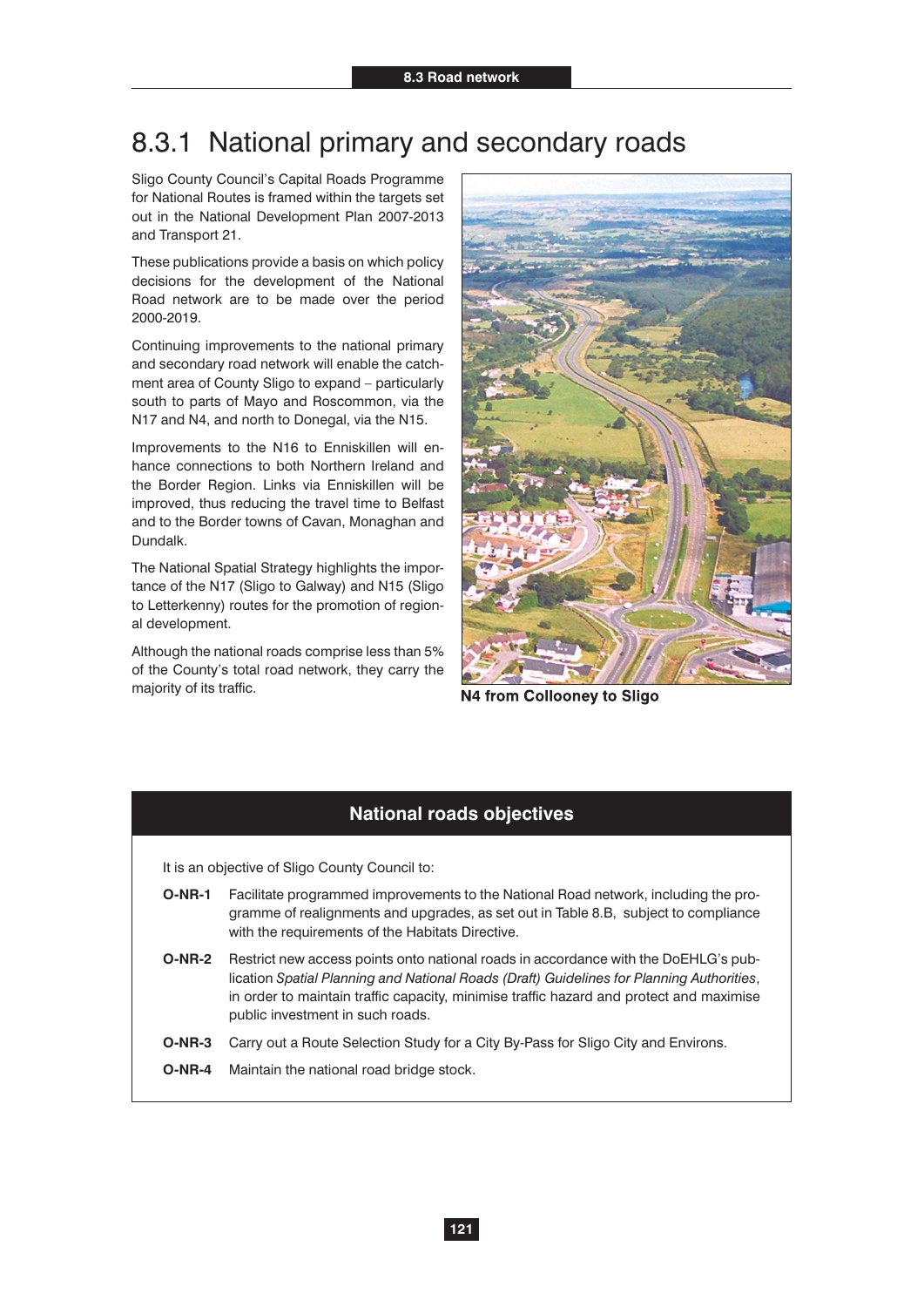## 8.3.1 National primary and secondary roads

Sligo County Council's Capital Roads Programme for National Routes is framed within the targets set out in the National Development Plan 2007-2013 and Transport 21.

These publications provide a basis on which policy decisions for the development of the National Road network are to be made over the period 2000-2019.

Continuing improvements to the national primary and secondary road network will enable the catchment area of County Sligo to expand – particularly south to parts of Mayo and Roscommon, via the N17 and N4, and north to Donegal, via the N15.

Improvements to the N16 to Enniskillen will enhance connections to both Northern Ireland and the Border Region. Links via Enniskillen will be improved, thus reducing the travel time to Belfast and to the Border towns of Cavan, Monaghan and Dundalk.

The National Spatial Strategy highlights the importance of the N17 (Sligo to Galway) and N15 (Sligo to Letterkenny) routes for the promotion of regional development.

Although the national roads comprise less than 5% of the County's total road network, they carry the majority of its traffic.

**N4 from Collooney to Sligo**

### National roads objectives

It is an objective of Sligo County Council to:

**O-NR-1** Facilitate programmed improvements to the National Road network, including the programme of realignments and upgrades, as set out in Table 8.B, subject to compliance with the requirements of the Habitats Directive.

**O-NR-2** Restrict new access points onto national roads in accordance with the DoEHLG's publication *Spatial Planning and National Roads (Draft) Guidelines for Planning Authorities*, in order to maintain traffic capacity, minimise traffic hazard and protect and maximise public investment in such roads.

**O-NR-3** Carry out a Route Selection Study for a City By-Pass for Sligo City and Environs.

**O-NR-4** Maintain the national road bridge stock.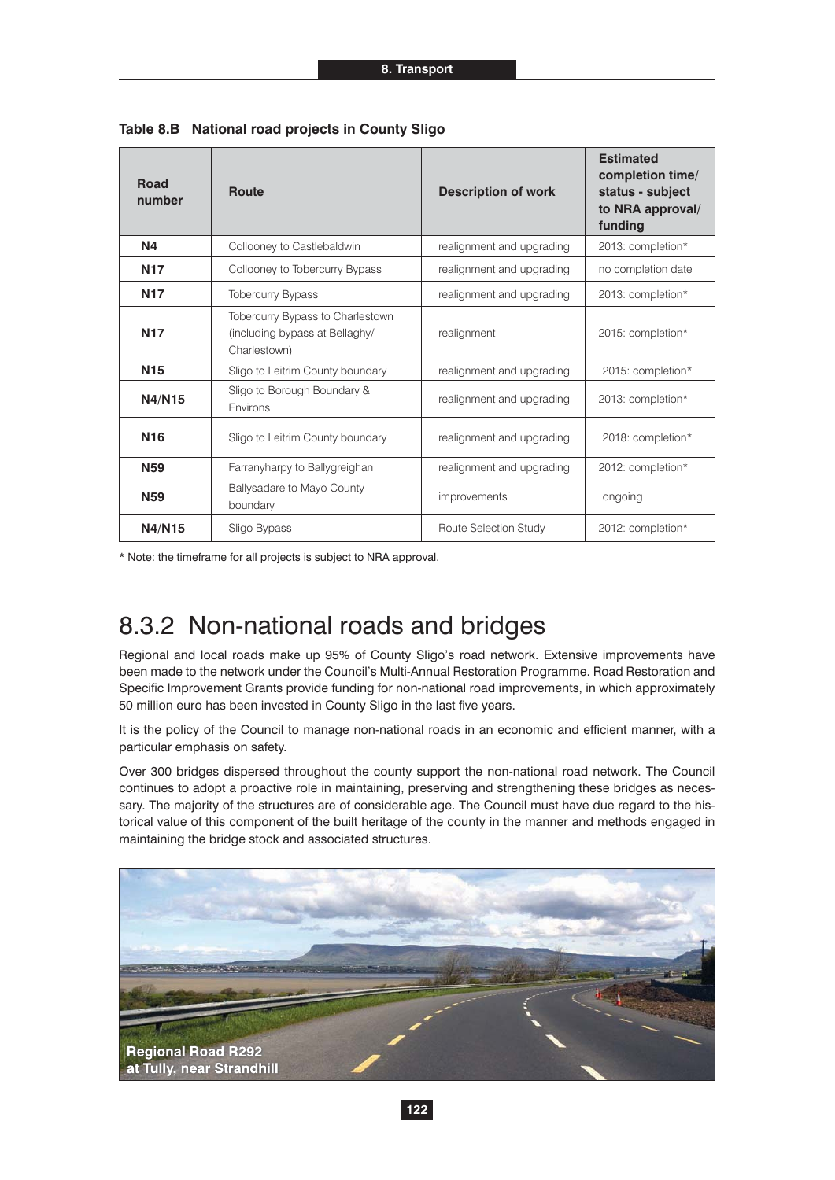**Table 8.B National road projects in County Sligo**

| Road number | Route | Description of work | Estimated completion time/ status - subject to NRA approval/ funding |
|---|---|---|---|
| **N4** | Collooney to Castlebaldwin | realignment and upgrading | 2013: completion* |
| **N17** | Collooney to Tobercurry Bypass | realignment and upgrading | no completion date |
| **N17** | Tobercurry Bypass | realignment and upgrading | 2013: completion* |
| **N17** | Tobercurry Bypass to Charlestown (including bypass at Bellaghy/ Charlestown) | realignment | 2015: completion* |
| **N15** | Sligo to Leitrim County boundary | realignment and upgrading | 2015: completion* |
| **N4/N15** | Sligo to Borough Boundary & Environs | realignment and upgrading | 2013: completion* |
| **N16** | Sligo to Leitrim County boundary | realignment and upgrading | 2018: completion* |
| **N59** | Farranyharpy to Ballygreighan | realignment and upgrading | 2012: completion* |
| **N59** | Ballysadare to Mayo County boundary | improvements | ongoing |
| **N4/N15** | Sligo Bypass | Route Selection Study | 2012: completion* |

* Note: the timeframe for all projects is subject to NRA approval.

## 8.3.2 Non-national roads and bridges

Regional and local roads make up 95% of County Sligo's road network. Extensive improvements have been made to the network under the Council's Multi-Annual Restoration Programme. Road Restoration and Specific Improvement Grants provide funding for non-national road improvements, in which approximately 50 million euro has been invested in County Sligo in the last five years.

It is the policy of the Council to manage non-national roads in an economic and efficient manner, with a particular emphasis on safety.

Over 300 bridges dispersed throughout the county support the non-national road network. The Council continues to adopt a proactive role in maintaining, preserving and strengthening these bridges as necessary. The majority of the structures are of considerable age. The Council must have due regard to the historical value of this component of the built heritage of the county in the manner and methods engaged in maintaining the bridge stock and associated structures.

Regional Road R292 at Tully, near Strandhill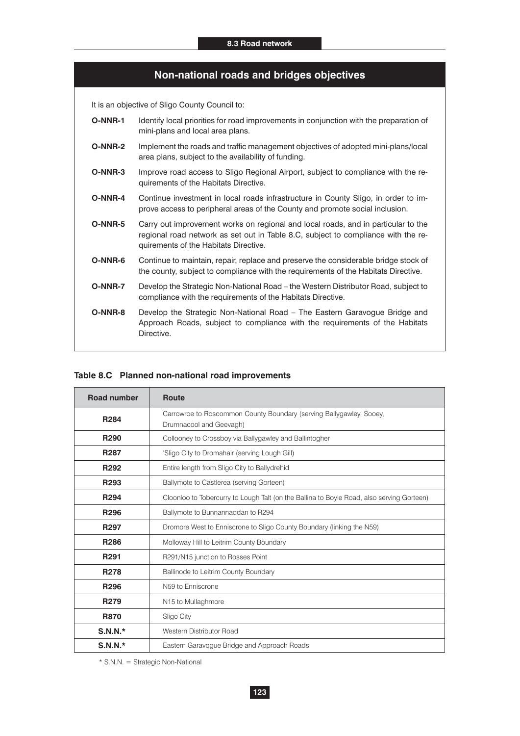## Non-national roads and bridges objectives

It is an objective of Sligo County Council to:

**O-NNR-1** Identify local priorities for road improvements in conjunction with the preparation of mini-plans and local area plans.

**O-NNR-2** Implement the roads and traffic management objectives of adopted mini-plans/local area plans, subject to the availability of funding.

**O-NNR-3** Improve road access to Sligo Regional Airport, subject to compliance with the requirements of the Habitats Directive.

**O-NNR-4** Continue investment in local roads infrastructure in County Sligo, in order to improve access to peripheral areas of the County and promote social inclusion.

**O-NNR-5** Carry out improvement works on regional and local roads, and in particular to the regional road network as set out in Table 8.C, subject to compliance with the requirements of the Habitats Directive.

**O-NNR-6** Continue to maintain, repair, replace and preserve the considerable bridge stock of the county, subject to compliance with the requirements of the Habitats Directive.

**O-NNR-7** Develop the Strategic Non-National Road – the Western Distributor Road, subject to compliance with the requirements of the Habitats Directive.

**O-NNR-8** Develop the Strategic Non-National Road – The Eastern Garavogue Bridge and Approach Roads, subject to compliance with the requirements of the Habitats Directive.

**Table 8.C Planned non-national road improvements**

| Road number | Route |
|---|---|
| **R284** | Carrowroe to Roscommon County Boundary (serving Ballygawley, Sooey, Drumnacool and Geevagh) |
| **R290** | Collooney to Crossboy via Ballygawley and Ballintogher |
| **R287** | 'Sligo City to Dromahair (serving Lough Gill) |
| **R292** | Entire length from Sligo City to Ballydrehid |
| **R293** | Ballymote to Castlerea (serving Gorteen) |
| **R294** | Cloonloo to Tobercurry to Lough Talt (on the Ballina to Boyle Road, also serving Gorteen) |
| **R296** | Ballymote to Bunnannaddan to R294 |
| **R297** | Dromore West to Enniscrone to Sligo County Boundary (linking the N59) |
| **R286** | Molloway Hill to Leitrim County Boundary |
| **R291** | R291/N15 junction to Rosses Point |
| **R278** | Ballinode to Leitrim County Boundary |
| **R296** | N59 to Enniscrone |
| **R279** | N15 to Mullaghmore |
| **R870** | Sligo City |
| **S.N.N.*** | Western Distributor Road |
| **S.N.N.*** | Eastern Garavogue Bridge and Approach Roads |

* S.N.N. = Strategic Non-National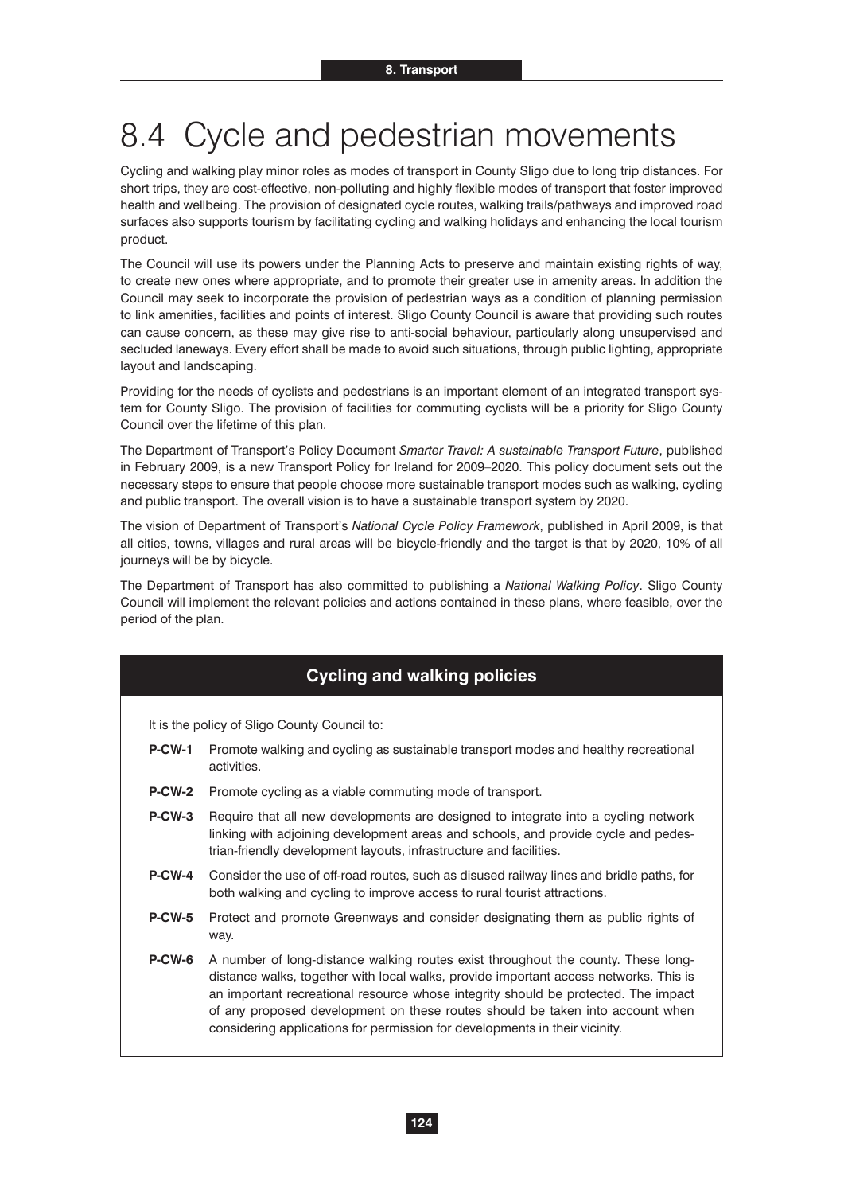// Omitted header "8. Transport" is a running header.

# 8.4 Cycle and pedestrian movements

Cycling and walking play minor roles as modes of transport in County Sligo due to long trip distances. For short trips, they are cost-effective, non-polluting and highly flexible modes of transport that foster improved health and wellbeing. The provision of designated cycle routes, walking trails/pathways and improved road surfaces also supports tourism by facilitating cycling and walking holidays and enhancing the local tourism product.

The Council will use its powers under the Planning Acts to preserve and maintain existing rights of way, to create new ones where appropriate, and to promote their greater use in amenity areas. In addition the Council may seek to incorporate the provision of pedestrian ways as a condition of planning permission to link amenities, facilities and points of interest. Sligo County Council is aware that providing such routes can cause concern, as these may give rise to anti-social behaviour, particularly along unsupervised and secluded laneways. Every effort shall be made to avoid such situations, through public lighting, appropriate layout and landscaping.

Providing for the needs of cyclists and pedestrians is an important element of an integrated transport system for County Sligo. The provision of facilities for commuting cyclists will be a priority for Sligo County Council over the lifetime of this plan.

The Department of Transport's Policy Document *Smarter Travel: A sustainable Transport Future*, published in February 2009, is a new Transport Policy for Ireland for 2009–2020. This policy document sets out the necessary steps to ensure that people choose more sustainable transport modes such as walking, cycling and public transport. The overall vision is to have a sustainable transport system by 2020.

The vision of Department of Transport's *National Cycle Policy Framework*, published in April 2009, is that all cities, towns, villages and rural areas will be bicycle-friendly and the target is that by 2020, 10% of all journeys will be by bicycle.

The Department of Transport has also committed to publishing a *National Walking Policy*. Sligo County Council will implement the relevant policies and actions contained in these plans, where feasible, over the period of the plan.

## Cycling and walking policies

It is the policy of Sligo County Council to:

**P-CW-1** Promote walking and cycling as sustainable transport modes and healthy recreational activities.

**P-CW-2** Promote cycling as a viable commuting mode of transport.

**P-CW-3** Require that all new developments are designed to integrate into a cycling network linking with adjoining development areas and schools, and provide cycle and pedestrian-friendly development layouts, infrastructure and facilities.

**P-CW-4** Consider the use of off-road routes, such as disused railway lines and bridle paths, for both walking and cycling to improve access to rural tourist attractions.

**P-CW-5** Protect and promote Greenways and consider designating them as public rights of way.

**P-CW-6** A number of long-distance walking routes exist throughout the county. These long-distance walks, together with local walks, provide important access networks. This is an important recreational resource whose integrity should be protected. The impact of any proposed development on these routes should be taken into account when considering applications for permission for developments in their vicinity.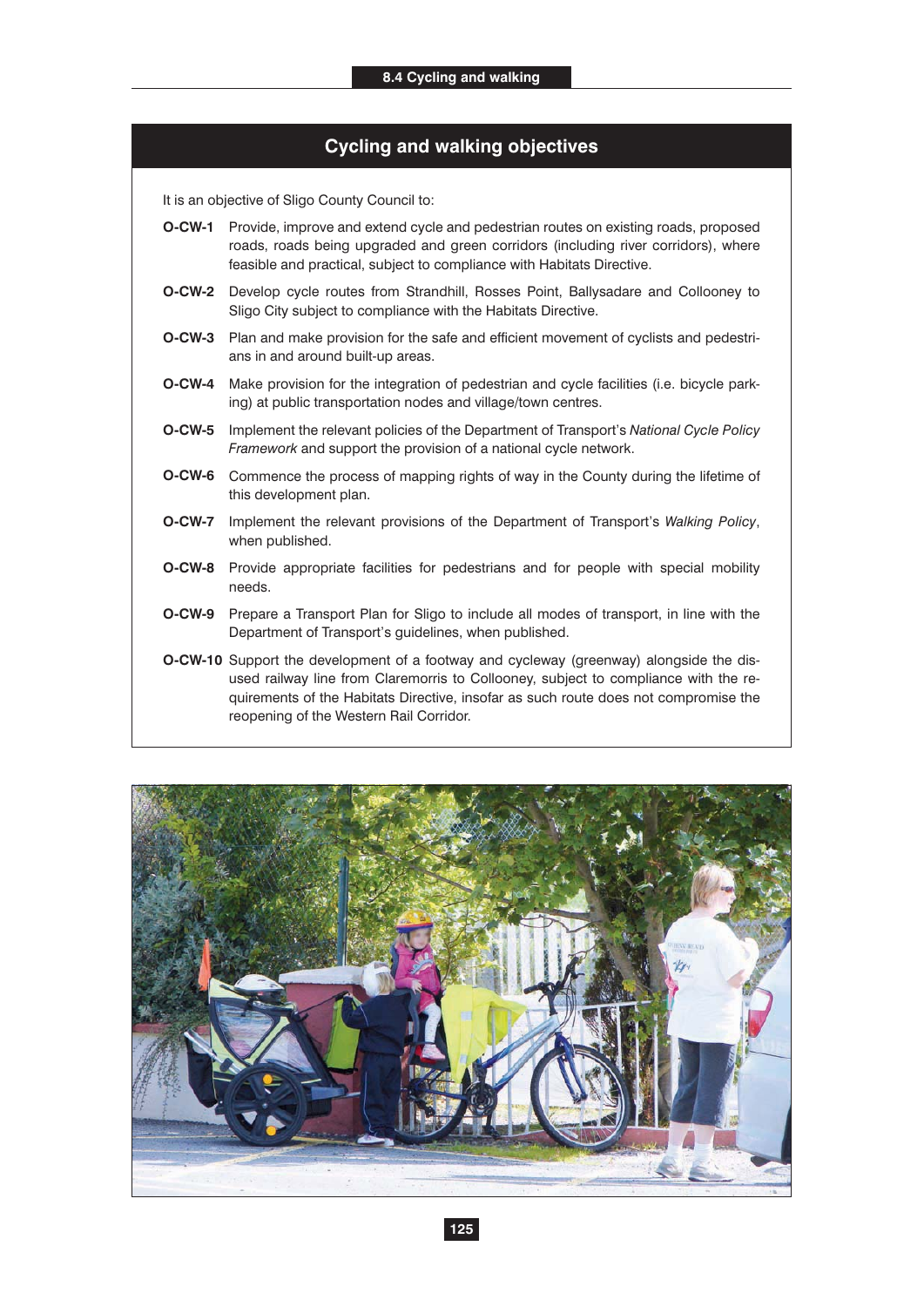## Cycling and walking objectives

It is an objective of Sligo County Council to:

**O-CW-1** Provide, improve and extend cycle and pedestrian routes on existing roads, proposed roads, roads being upgraded and green corridors (including river corridors), where feasible and practical, subject to compliance with Habitats Directive.

**O-CW-2** Develop cycle routes from Strandhill, Rosses Point, Ballysadare and Collooney to Sligo City subject to compliance with the Habitats Directive.

**O-CW-3** Plan and make provision for the safe and efficient movement of cyclists and pedestrians in and around built-up areas.

**O-CW-4** Make provision for the integration of pedestrian and cycle facilities (i.e. bicycle parking) at public transportation nodes and village/town centres.

**O-CW-5** Implement the relevant policies of the Department of Transport's *National Cycle Policy Framework* and support the provision of a national cycle network.

**O-CW-6** Commence the process of mapping rights of way in the County during the lifetime of this development plan.

**O-CW-7** Implement the relevant provisions of the Department of Transport's *Walking Policy*, when published.

**O-CW-8** Provide appropriate facilities for pedestrians and for people with special mobility needs.

**O-CW-9** Prepare a Transport Plan for Sligo to include all modes of transport, in line with the Department of Transport's guidelines, when published.

**O-CW-10** Support the development of a footway and cycleway (greenway) alongside the disused railway line from Claremorris to Collooney, subject to compliance with the requirements of the Habitats Directive, insofar as such route does not compromise the reopening of the Western Rail Corridor.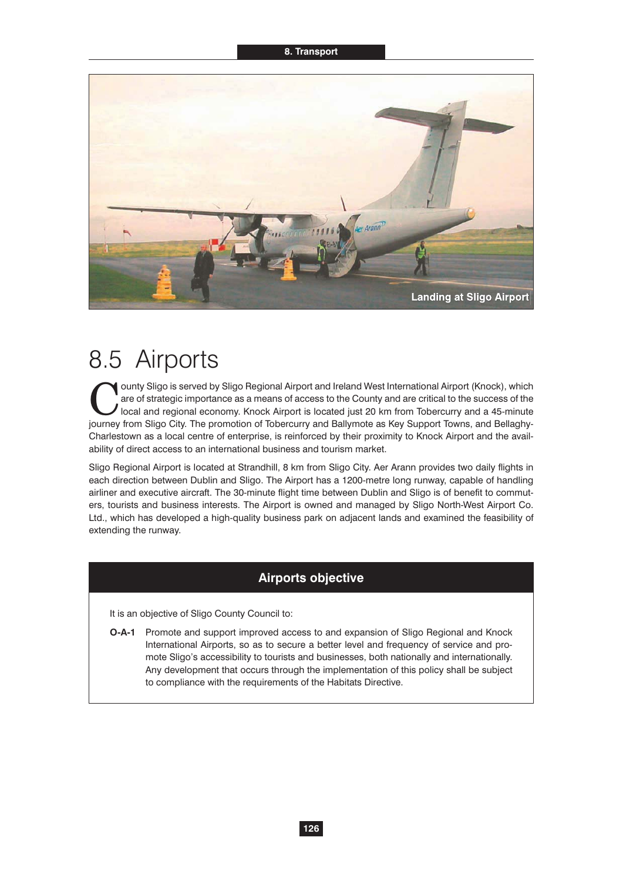Landing at Sligo Airport

## 8.5 Airports

County Sligo is served by Sligo Regional Airport and Ireland West International Airport (Knock), which are of strategic importance as a means of access to the County and are critical to the success of the local and regional economy. Knock Airport is located just 20 km from Tobercurry and a 45-minute journey from Sligo City. The promotion of Tobercurry and Ballymote as Key Support Towns, and Bellaghy-Charlestown as a local centre of enterprise, is reinforced by their proximity to Knock Airport and the availability of direct access to an international business and tourism market.

Sligo Regional Airport is located at Strandhill, 8 km from Sligo City. Aer Arann provides two daily flights in each direction between Dublin and Sligo. The Airport has a 1200-metre long runway, capable of handling airliner and executive aircraft. The 30-minute flight time between Dublin and Sligo is of benefit to commuters, tourists and business interests. The Airport is owned and managed by Sligo North-West Airport Co. Ltd., which has developed a high-quality business park on adjacent lands and examined the feasibility of extending the runway.

### Airports objective

It is an objective of Sligo County Council to:

**O-A-1** Promote and support improved access to and expansion of Sligo Regional and Knock International Airports, so as to secure a better level and frequency of service and promote Sligo's accessibility to tourists and businesses, both nationally and internationally. Any development that occurs through the implementation of this policy shall be subject to compliance with the requirements of the Habitats Directive.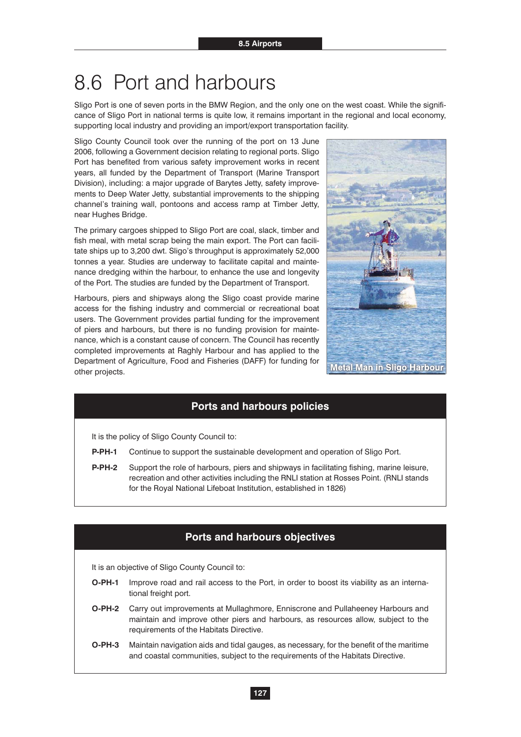# 8.6 Port and harbours

Sligo Port is one of seven ports in the BMW Region, and the only one on the west coast. While the significance of Sligo Port in national terms is quite low, it remains important in the regional and local economy, supporting local industry and providing an import/export transportation facility.

Sligo County Council took over the running of the port on 13 June 2006, following a Government decision relating to regional ports. Sligo Port has benefited from various safety improvement works in recent years, all funded by the Department of Transport (Marine Transport Division), including: a major upgrade of Barytes Jetty, safety improvements to Deep Water Jetty, substantial improvements to the shipping channel's training wall, pontoons and access ramp at Timber Jetty, near Hughes Bridge.

The primary cargoes shipped to Sligo Port are coal, slack, timber and fish meal, with metal scrap being the main export. The Port can facilitate ships up to 3,200 dwt. Sligo's throughput is approximately 52,000 tonnes a year. Studies are underway to facilitate capital and maintenance dredging within the harbour, to enhance the use and longevity of the Port. The studies are funded by the Department of Transport.

Harbours, piers and shipways along the Sligo coast provide marine access for the fishing industry and commercial or recreational boat users. The Government provides partial funding for the improvement of piers and harbours, but there is no funding provision for maintenance, which is a constant cause of concern. The Council has recently completed improvements at Raghly Harbour and has applied to the Department of Agriculture, Food and Fisheries (DAFF) for funding for other projects.

Metal Man in Sligo Harbour

## Ports and harbours policies

It is the policy of Sligo County Council to:

**P-PH-1** Continue to support the sustainable development and operation of Sligo Port.

**P-PH-2** Support the role of harbours, piers and shipways in facilitating fishing, marine leisure, recreation and other activities including the RNLI station at Rosses Point. (RNLI stands for the Royal National Lifeboat Institution, established in 1826)

## Ports and harbours objectives

It is an objective of Sligo County Council to:

**O-PH-1** Improve road and rail access to the Port, in order to boost its viability as an international freight port.

**O-PH-2** Carry out improvements at Mullaghmore, Enniscrone and Pullaheeney Harbours and maintain and improve other piers and harbours, as resources allow, subject to the requirements of the Habitats Directive.

**O-PH-3** Maintain navigation aids and tidal gauges, as necessary, for the benefit of the maritime and coastal communities, subject to the requirements of the Habitats Directive.